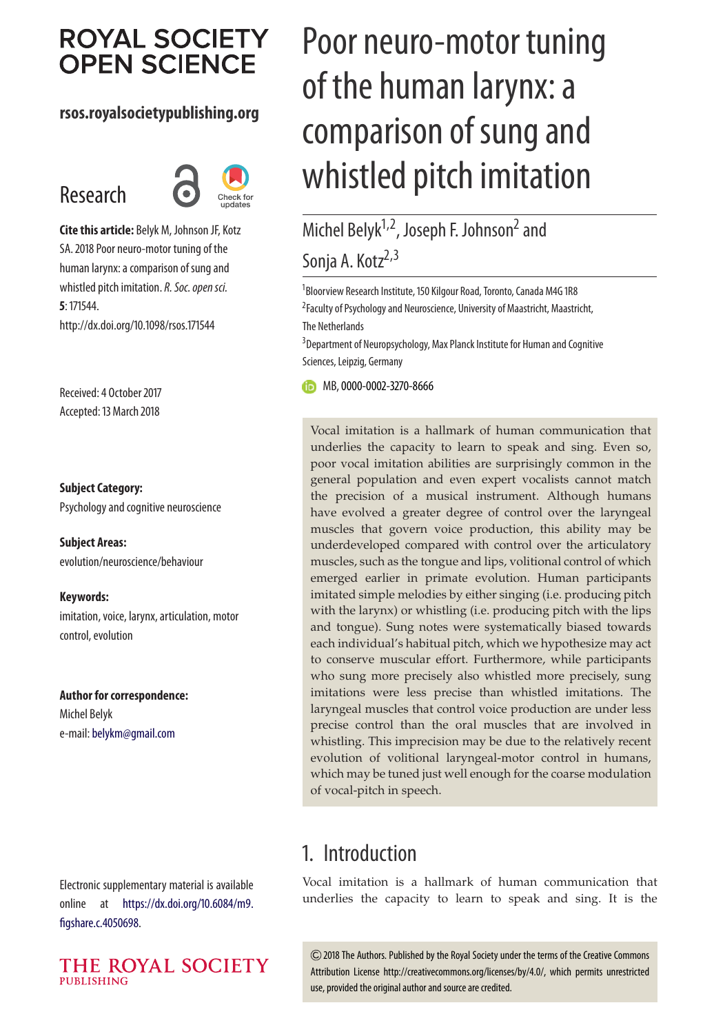# Poor neuro-motor tuning of the human larynx: a comparison of sung and whistled pitch imitation

Michel Belyk[1,2], Joseph F. Johnson[2] and Sonja A. Kotz[2,3]

[1]Bloorview Research Institute, 150 Kilgour Road, Toronto, Canada M4G 1R8

[2]Faculty of Psychology and Neuroscience, University of Maastricht, Maastricht, The Netherlands

[3]Department of Neuropsychology, Max Planck Institute for Human and Cognitive Sciences, Leipzig, Germany

MB, 0000-0002-3270-8666

ROYAL SOCIETY OPEN SCIENCE

rsos.royalsocietypublishing.org

Research

**Cite this article:** Belyk M, Johnson JF, Kotz SA. 2018 Poor neuro-motor tuning of the human larynx: a comparison of sung and whistled pitch imitation. *R. Soc. open sci.* **5**: 171544. http://dx.doi.org/10.1098/rsos.171544

Received: 4 October 2017
Accepted: 13 March 2018

**Subject Category:**
Psychology and cognitive neuroscience

**Subject Areas:**
evolution/neuroscience/behaviour

**Keywords:**
imitation, voice, larynx, articulation, motor control, evolution

**Author for correspondence:**
Michel Belyk
e-mail: belykm@gmail.com

Electronic supplementary material is available online at https://dx.doi.org/10.6084/m9.figshare.c.4050698.

Vocal imitation is a hallmark of human communication that underlies the capacity to learn to speak and sing. Even so, poor vocal imitation abilities are surprisingly common in the general population and even expert vocalists cannot match the precision of a musical instrument. Although humans have evolved a greater degree of control over the laryngeal muscles that govern voice production, this ability may be underdeveloped compared with control over the articulatory muscles, such as the tongue and lips, volitional control of which emerged earlier in primate evolution. Human participants imitated simple melodies by either singing (i.e. producing pitch with the larynx) or whistling (i.e. producing pitch with the lips and tongue). Sung notes were systematically biased towards each individual's habitual pitch, which we hypothesize may act to conserve muscular effort. Furthermore, while participants who sung more precisely also whistled more precisely, sung imitations were less precise than whistled imitations. The laryngeal muscles that control voice production are under less precise control than the oral muscles that are involved in whistling. This imprecision may be due to the relatively recent evolution of volitional laryngeal-motor control in humans, which may be tuned just well enough for the coarse modulation of vocal-pitch in speech.

## 1. Introduction

Vocal imitation is a hallmark of human communication that underlies the capacity to learn to speak and sing. It is the

© 2018 The Authors. Published by the Royal Society under the terms of the Creative Commons Attribution License http://creativecommons.org/licenses/by/4.0/, which permits unrestricted use, provided the original author and source are credited.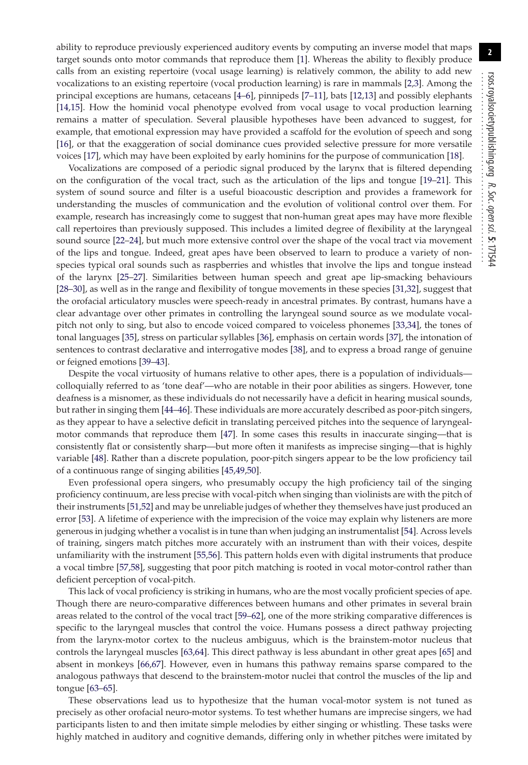ability to reproduce previously experienced auditory events by computing an inverse model that maps target sounds onto motor commands that reproduce them [1]. Whereas the ability to flexibly produce calls from an existing repertoire (vocal usage learning) is relatively common, the ability to add new vocalizations to an existing repertoire (vocal production learning) is rare in mammals [2,3]. Among the principal exceptions are humans, cetaceans [4–6], pinnipeds [7–11], bats [12,13] and possibly elephants [14,15]. How the hominid vocal phenotype evolved from vocal usage to vocal production learning remains a matter of speculation. Several plausible hypotheses have been advanced to suggest, for example, that emotional expression may have provided a scaffold for the evolution of speech and song [16], or that the exaggeration of social dominance cues provided selective pressure for more versatile voices [17], which may have been exploited by early hominins for the purpose of communication [18].

Vocalizations are composed of a periodic signal produced by the larynx that is filtered depending on the configuration of the vocal tract, such as the articulation of the lips and tongue [19–21]. This system of sound source and filter is a useful bioacoustic description and provides a framework for understanding the muscles of communication and the evolution of volitional control over them. For example, research has increasingly come to suggest that non-human great apes may have more flexible call repertoires than previously supposed. This includes a limited degree of flexibility at the laryngeal sound source [22–24], but much more extensive control over the shape of the vocal tract via movement of the lips and tongue. Indeed, great apes have been observed to learn to produce a variety of non-species typical oral sounds such as raspberries and whistles that involve the lips and tongue instead of the larynx [25–27]. Similarities between human speech and great ape lip-smacking behaviours [28–30], as well as in the range and flexibility of tongue movements in these species [31,32], suggest that the orofacial articulatory muscles were speech-ready in ancestral primates. By contrast, humans have a clear advantage over other primates in controlling the laryngeal sound source as we modulate vocal-pitch not only to sing, but also to encode voiced compared to voiceless phonemes [33,34], the tones of tonal languages [35], stress on particular syllables [36], emphasis on certain words [37], the intonation of sentences to contrast declarative and interrogative modes [38], and to express a broad range of genuine or feigned emotions [39–43].

Despite the vocal virtuosity of humans relative to other apes, there is a population of individuals—colloquially referred to as 'tone deaf'—who are notable in their poor abilities as singers. However, tone deafness is a misnomer, as these individuals do not necessarily have a deficit in hearing musical sounds, but rather in singing them [44–46]. These individuals are more accurately described as poor-pitch singers, as they appear to have a selective deficit in translating perceived pitches into the sequence of laryngeal-motor commands that reproduce them [47]. In some cases this results in inaccurate singing—that is consistently flat or consistently sharp—but more often it manifests as imprecise singing—that is highly variable [48]. Rather than a discrete population, poor-pitch singers appear to be the low proficiency tail of a continuous range of singing abilities [45,49,50].

Even professional opera singers, who presumably occupy the high proficiency tail of the singing proficiency continuum, are less precise with vocal-pitch when singing than violinists are with the pitch of their instruments [51,52] and may be unreliable judges of whether they themselves have just produced an error [53]. A lifetime of experience with the imprecision of the voice may explain why listeners are more generous in judging whether a vocalist is in tune than when judging an instrumentalist [54]. Across levels of training, singers match pitches more accurately with an instrument than with their voices, despite unfamiliarity with the instrument [55,56]. This pattern holds even with digital instruments that produce a vocal timbre [57,58], suggesting that poor pitch matching is rooted in vocal motor-control rather than deficient perception of vocal-pitch.

This lack of vocal proficiency is striking in humans, who are the most vocally proficient species of ape. Though there are neuro-comparative differences between humans and other primates in several brain areas related to the control of the vocal tract [59–62], one of the more striking comparative differences is specific to the laryngeal muscles that control the voice. Humans possess a direct pathway projecting from the larynx-motor cortex to the nucleus ambiguus, which is the brainstem-motor nucleus that controls the laryngeal muscles [63,64]. This direct pathway is less abundant in other great apes [65] and absent in monkeys [66,67]. However, even in humans this pathway remains sparse compared to the analogous pathways that descend to the brainstem-motor nuclei that control the muscles of the lip and tongue [63–65].

These observations lead us to hypothesize that the human vocal-motor system is not tuned as precisely as other orofacial neuro-motor systems. To test whether humans are imprecise singers, we had participants listen to and then imitate simple melodies by either singing or whistling. These tasks were highly matched in auditory and cognitive demands, differing only in whether pitches were imitated by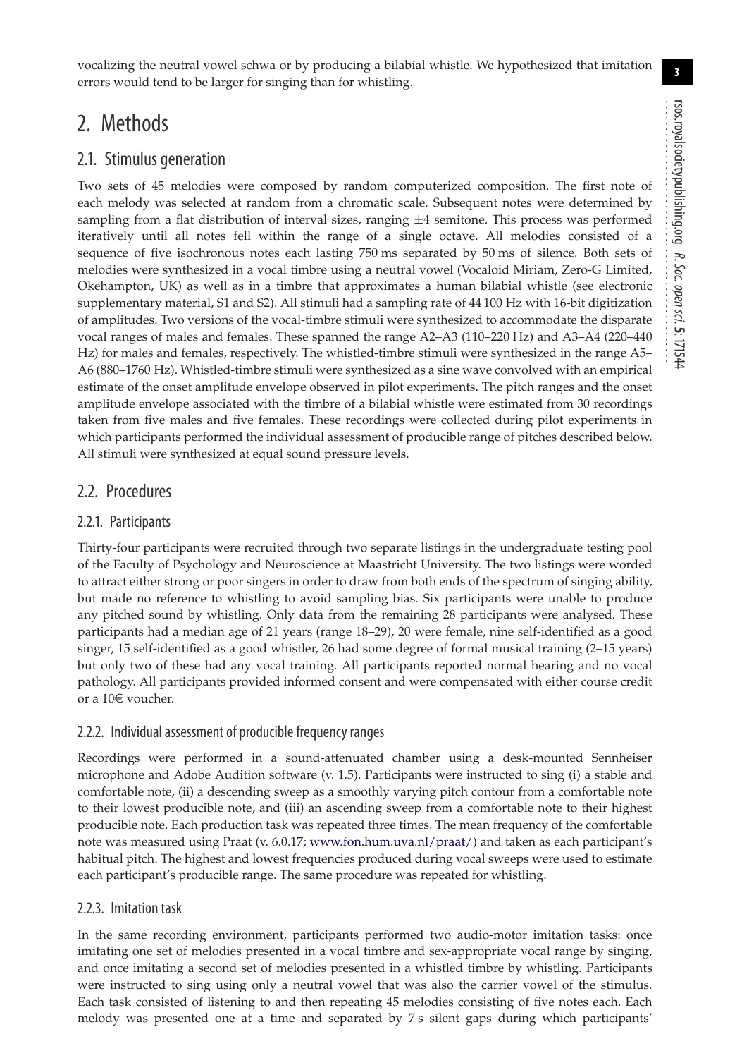vocalizing the neutral vowel schwa or by producing a bilabial whistle. We hypothesized that imitation errors would tend to be larger for singing than for whistling.

# 2. Methods

## 2.1. Stimulus generation

Two sets of 45 melodies were composed by random computerized composition. The first note of each melody was selected at random from a chromatic scale. Subsequent notes were determined by sampling from a flat distribution of interval sizes, ranging $\pm 4$ semitone. This process was performed iteratively until all notes fell within the range of a single octave. All melodies consisted of a sequence of five isochronous notes each lasting 750 ms separated by 50 ms of silence. Both sets of melodies were synthesized in a vocal timbre using a neutral vowel (Vocaloid Miriam, Zero-G Limited, Okehampton, UK) as well as in a timbre that approximates a human bilabial whistle (see electronic supplementary material, S1 and S2). All stimuli had a sampling rate of 44 100 Hz with 16-bit digitization of amplitudes. Two versions of the vocal-timbre stimuli were synthesized to accommodate the disparate vocal ranges of males and females. These spanned the range A2–A3 (110–220 Hz) and A3–A4 (220–440 Hz) for males and females, respectively. The whistled-timbre stimuli were synthesized in the range A5–A6 (880–1760 Hz). Whistled-timbre stimuli were synthesized as a sine wave convolved with an empirical estimate of the onset amplitude envelope observed in pilot experiments. The pitch ranges and the onset amplitude envelope associated with the timbre of a bilabial whistle were estimated from 30 recordings taken from five males and five females. These recordings were collected during pilot experiments in which participants performed the individual assessment of producible range of pitches described below. All stimuli were synthesized at equal sound pressure levels.

## 2.2. Procedures

### 2.2.1. Participants

Thirty-four participants were recruited through two separate listings in the undergraduate testing pool of the Faculty of Psychology and Neuroscience at Maastricht University. The two listings were worded to attract either strong or poor singers in order to draw from both ends of the spectrum of singing ability, but made no reference to whistling to avoid sampling bias. Six participants were unable to produce any pitched sound by whistling. Only data from the remaining 28 participants were analysed. These participants had a median age of 21 years (range 18–29), 20 were female, nine self-identified as a good singer, 15 self-identified as a good whistler, 26 had some degree of formal musical training (2–15 years) but only two of these had any vocal training. All participants reported normal hearing and no vocal pathology. All participants provided informed consent and were compensated with either course credit or a 10€ voucher.

### 2.2.2. Individual assessment of producible frequency ranges

Recordings were performed in a sound-attenuated chamber using a desk-mounted Sennheiser microphone and Adobe Audition software (v. 1.5). Participants were instructed to sing (i) a stable and comfortable note, (ii) a descending sweep as a smoothly varying pitch contour from a comfortable note to their lowest producible note, and (iii) an ascending sweep from a comfortable note to their highest producible note. Each production task was repeated three times. The mean frequency of the comfortable note was measured using Praat (v. 6.0.17; www.fon.hum.uva.nl/praat/) and taken as each participant's habitual pitch. The highest and lowest frequencies produced during vocal sweeps were used to estimate each participant's producible range. The same procedure was repeated for whistling.

### 2.2.3. Imitation task

In the same recording environment, participants performed two audio-motor imitation tasks: once imitating one set of melodies presented in a vocal timbre and sex-appropriate vocal range by singing, and once imitating a second set of melodies presented in a whistled timbre by whistling. Participants were instructed to sing using only a neutral vowel that was also the carrier vowel of the stimulus. Each task consisted of listening to and then repeating 45 melodies consisting of five notes each. Each melody was presented one at a time and separated by 7 s silent gaps during which participants'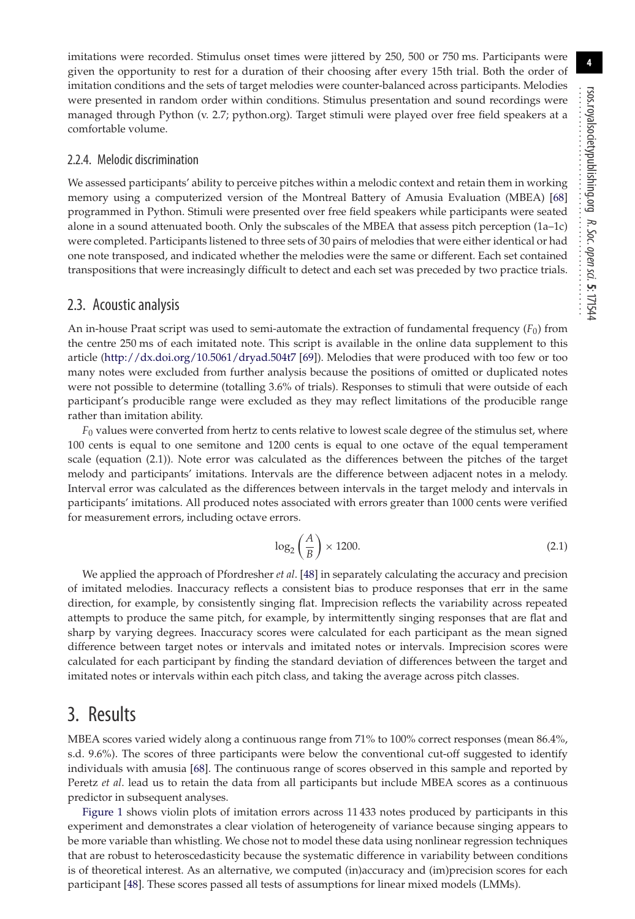imitations were recorded. Stimulus onset times were jittered by 250, 500 or 750 ms. Participants were given the opportunity to rest for a duration of their choosing after every 15th trial. Both the order of imitation conditions and the sets of target melodies were counter-balanced across participants. Melodies were presented in random order within conditions. Stimulus presentation and sound recordings were managed through Python (v. 2.7; python.org). Target stimuli were played over free field speakers at a comfortable volume.

#### 2.2.4. Melodic discrimination

We assessed participants' ability to perceive pitches within a melodic context and retain them in working memory using a computerized version of the Montreal Battery of Amusia Evaluation (MBEA) [68] programmed in Python. Stimuli were presented over free field speakers while participants were seated alone in a sound attenuated booth. Only the subscales of the MBEA that assess pitch perception (1a–1c) were completed. Participants listened to three sets of 30 pairs of melodies that were either identical or had one note transposed, and indicated whether the melodies were the same or different. Each set contained transpositions that were increasingly difficult to detect and each set was preceded by two practice trials.

### 2.3. Acoustic analysis

An in-house Praat script was used to semi-automate the extraction of fundamental frequency ($F_0$) from the centre 250 ms of each imitated note. This script is available in the online data supplement to this article (http://dx.doi.org/10.5061/dryad.504t7 [69]). Melodies that were produced with too few or too many notes were excluded from further analysis because the positions of omitted or duplicated notes were not possible to determine (totalling 3.6% of trials). Responses to stimuli that were outside of each participant's producible range were excluded as they may reflect limitations of the producible range rather than imitation ability.

$F_0$ values were converted from hertz to cents relative to lowest scale degree of the stimulus set, where 100 cents is equal to one semitone and 1200 cents is equal to one octave of the equal temperament scale (equation (2.1)). Note error was calculated as the differences between the pitches of the target melody and participants' imitations. Intervals are the difference between adjacent notes in a melody. Interval error was calculated as the differences between intervals in the target melody and intervals in participants' imitations. All produced notes associated with errors greater than 1000 cents were verified for measurement errors, including octave errors.

$$\log_2\left(\frac{A}{B}\right) \times 1200. \tag{2.1}$$

We applied the approach of Pfordresher *et al*. [48] in separately calculating the accuracy and precision of imitated melodies. Inaccuracy reflects a consistent bias to produce responses that err in the same direction, for example, by consistently singing flat. Imprecision reflects the variability across repeated attempts to produce the same pitch, for example, by intermittently singing responses that are flat and sharp by varying degrees. Inaccuracy scores were calculated for each participant as the mean signed difference between target notes or intervals and imitated notes or intervals. Imprecision scores were calculated for each participant by finding the standard deviation of differences between the target and imitated notes or intervals within each pitch class, and taking the average across pitch classes.

## 3. Results

MBEA scores varied widely along a continuous range from 71% to 100% correct responses (mean 86.4%, s.d. 9.6%). The scores of three participants were below the conventional cut-off suggested to identify individuals with amusia [68]. The continuous range of scores observed in this sample and reported by Peretz *et al*. lead us to retain the data from all participants but include MBEA scores as a continuous predictor in subsequent analyses.

Figure 1 shows violin plots of imitation errors across 11 433 notes produced by participants in this experiment and demonstrates a clear violation of heterogeneity of variance because singing appears to be more variable than whistling. We chose not to model these data using nonlinear regression techniques that are robust to heteroscedasticity because the systematic difference in variability between conditions is of theoretical interest. As an alternative, we computed (in)accuracy and (im)precision scores for each participant [48]. These scores passed all tests of assumptions for linear mixed models (LMMs).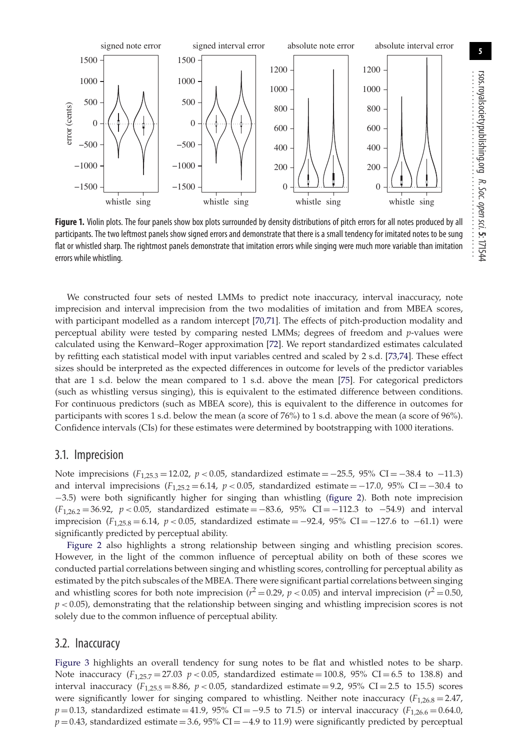**Figure 1.** Violin plots. The four panels show box plots surrounded by density distributions of pitch errors for all notes produced by all participants. The two leftmost panels show signed errors and demonstrate that there is a small tendency for imitated notes to be sung flat or whistled sharp. The rightmost panels demonstrate that imitation errors while singing were much more variable than imitation errors while whistling.

We constructed four sets of nested LMMs to predict note inaccuracy, interval inaccuracy, note imprecision and interval imprecision from the two modalities of imitation and from MBEA scores, with participant modelled as a random intercept [70,71]. The effects of pitch-production modality and perceptual ability were tested by comparing nested LMMs; degrees of freedom and *p*-values were calculated using the Kenward–Roger approximation [72]. We report standardized estimates calculated by refitting each statistical model with input variables centred and scaled by 2 s.d. [73,74]. These effect sizes should be interpreted as the expected differences in outcome for levels of the predictor variables that are 1 s.d. below the mean compared to 1 s.d. above the mean [75]. For categorical predictors (such as whistling versus singing), this is equivalent to the estimated difference between conditions. For continuous predictors (such as MBEA score), this is equivalent to the difference in outcomes for participants with scores 1 s.d. below the mean (a score of 76%) to 1 s.d. above the mean (a score of 96%). Confidence intervals (CIs) for these estimates were determined by bootstrapping with 1000 iterations.

## 3.1. Imprecision

Note imprecisions ($F_{1,25.3} = 12.02$, $p < 0.05$, standardized estimate = −25.5, 95% CI = −38.4 to −11.3) and interval imprecisions ($F_{1,25.2} = 6.14$, $p < 0.05$, standardized estimate = −17.0, 95% CI = −30.4 to −3.5) were both significantly higher for singing than whistling (figure 2). Both note imprecision ($F_{1,26.2} = 36.92$, $p < 0.05$, standardized estimate = −83.6, 95% CI = −112.3 to −54.9) and interval imprecision ($F_{1,25.8} = 6.14$, $p < 0.05$, standardized estimate = −92.4, 95% CI = −127.6 to −61.1) were significantly predicted by perceptual ability.

Figure 2 also highlights a strong relationship between singing and whistling precision scores. However, in the light of the common influence of perceptual ability on both of these scores we conducted partial correlations between singing and whistling scores, controlling for perceptual ability as estimated by the pitch subscales of the MBEA. There were significant partial correlations between singing and whistling scores for both note imprecision ($r^2 = 0.29$, $p < 0.05$) and interval imprecision ($r^2 = 0.50$, $p < 0.05$), demonstrating that the relationship between singing and whistling imprecision scores is not solely due to the common influence of perceptual ability.

## 3.2. Inaccuracy

Figure 3 highlights an overall tendency for sung notes to be flat and whistled notes to be sharp. Note inaccuracy ($F_{1,25.7} = 27.03$ $p < 0.05$, standardized estimate = 100.8, 95% CI = 6.5 to 138.8) and interval inaccuracy ($F_{1,25.5} = 8.86$, $p < 0.05$, standardized estimate = 9.2, 95% CI = 2.5 to 15.5) scores were significantly lower for singing compared to whistling. Neither note inaccuracy ($F_{1,26.8} = 2.47$, $p = 0.13$, standardized estimate = 41.9, 95% CI = −9.5 to 71.5) or interval inaccuracy ($F_{1,26.6} = 0.64.0$, $p = 0.43$, standardized estimate = 3.6, 95% CI = −4.9 to 11.9) were significantly predicted by perceptual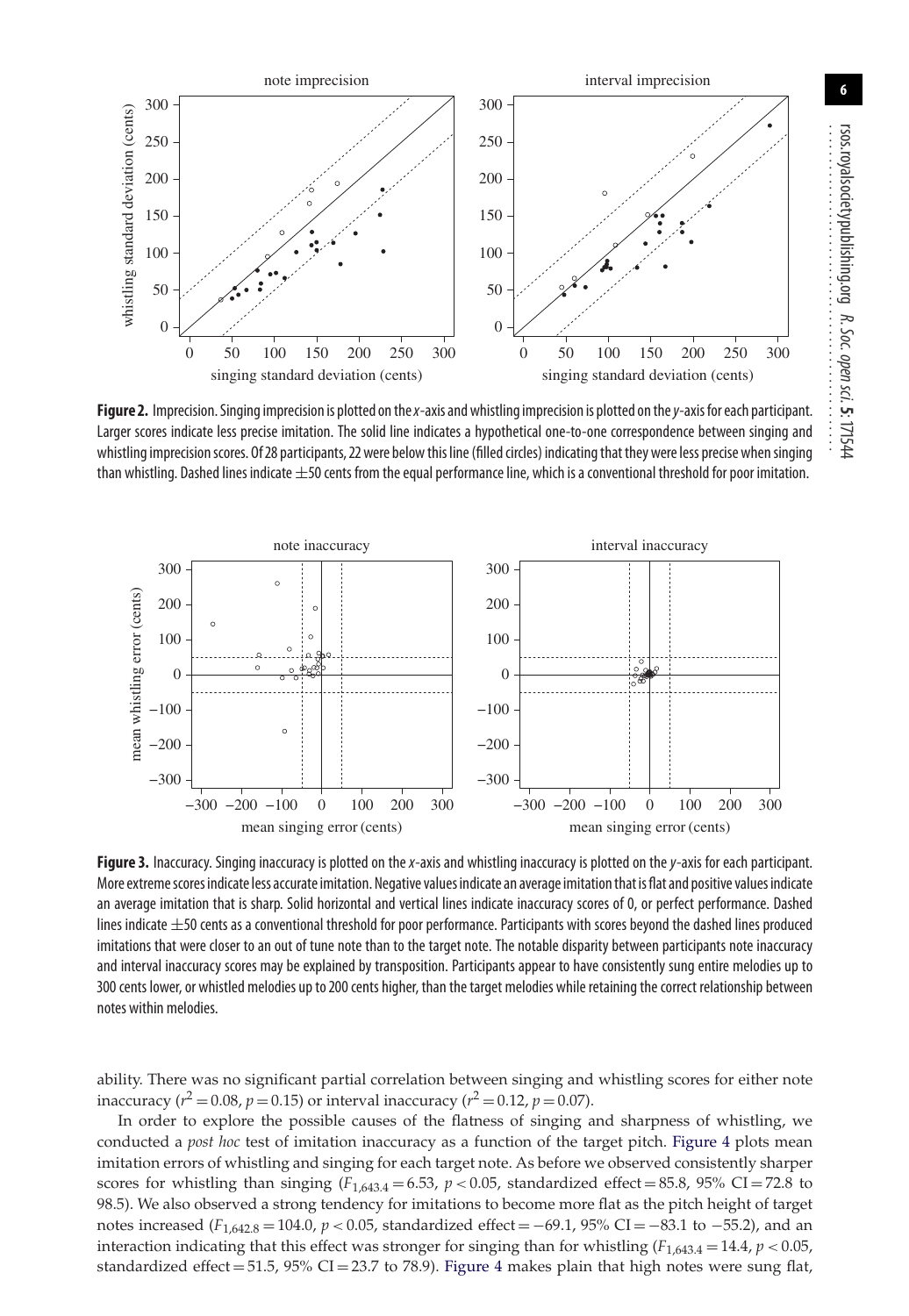**Figure 2.** Imprecision. Singing imprecision is plotted on the *x*-axis and whistling imprecision is plotted on the *y*-axis for each participant. Larger scores indicate less precise imitation. The solid line indicates a hypothetical one-to-one correspondence between singing and whistling imprecision scores. Of 28 participants, 22 were below this line (filled circles) indicating that they were less precise when singing than whistling. Dashed lines indicate ±50 cents from the equal performance line, which is a conventional threshold for poor imitation.

**Figure 3.** Inaccuracy. Singing inaccuracy is plotted on the *x*-axis and whistling inaccuracy is plotted on the *y*-axis for each participant. More extreme scores indicate less accurate imitation. Negative values indicate an average imitation that is flat and positive values indicate an average imitation that is sharp. Solid horizontal and vertical lines indicate inaccuracy scores of 0, or perfect performance. Dashed lines indicate ±50 cents as a conventional threshold for poor performance. Participants with scores beyond the dashed lines produced imitations that were closer to an out of tune note than to the target note. The notable disparity between participants note inaccuracy and interval inaccuracy scores may be explained by transposition. Participants appear to have consistently sung entire melodies up to 300 cents lower, or whistled melodies up to 200 cents higher, than the target melodies while retaining the correct relationship between notes within melodies.

ability. There was no significant partial correlation between singing and whistling scores for either note inaccuracy ($r^2 = 0.08$, $p = 0.15$) or interval inaccuracy ($r^2 = 0.12$, $p = 0.07$).

In order to explore the possible causes of the flatness of singing and sharpness of whistling, we conducted a *post hoc* test of imitation inaccuracy as a function of the target pitch. Figure 4 plots mean imitation errors of whistling and singing for each target note. As before we observed consistently sharper scores for whistling than singing ($F_{1,643.4} = 6.53$, $p < 0.05$, standardized effect = 85.8, 95% CI = 72.8 to 98.5). We also observed a strong tendency for imitations to become more flat as the pitch height of target notes increased ($F_{1,642.8} = 104.0$, $p < 0.05$, standardized effect = −69.1, 95% CI = −83.1 to −55.2), and an interaction indicating that this effect was stronger for singing than for whistling ($F_{1,643.4} = 14.4$, $p < 0.05$, standardized effect = 51.5, 95% CI = 23.7 to 78.9). Figure 4 makes plain that high notes were sung flat,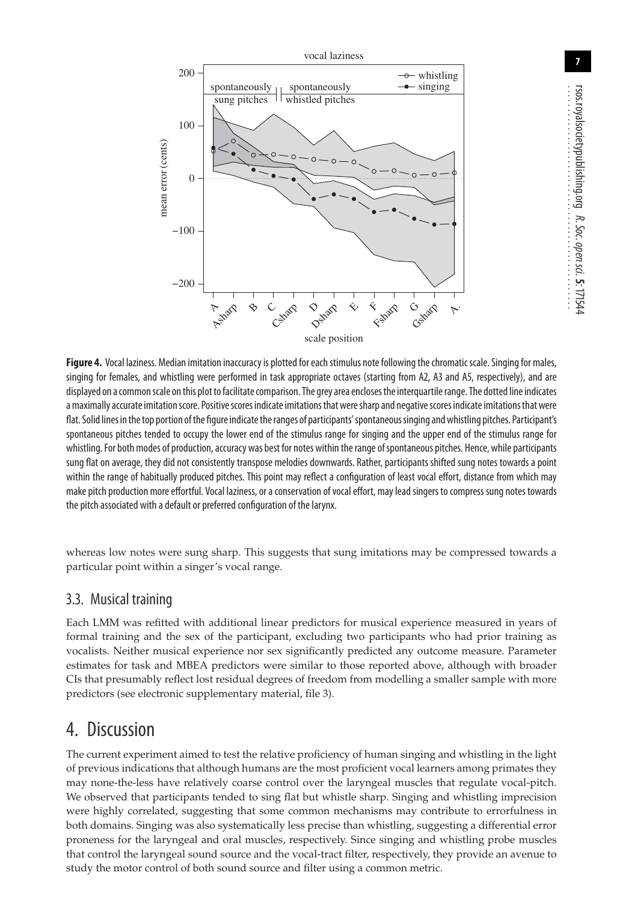**Figure 4.** Vocal laziness. Median imitation inaccuracy is plotted for each stimulus note following the chromatic scale. Singing for males, singing for females, and whistling were performed in task appropriate octaves (starting from A2, A3 and A5, respectively), and are displayed on a common scale on this plot to facilitate comparison. The grey area encloses the interquartile range. The dotted line indicates a maximally accurate imitation score. Positive scores indicate imitations that were sharp and negative scores indicate imitations that were flat. Solid lines in the top portion of the figure indicate the ranges of participants' spontaneous singing and whistling pitches. Participant's spontaneous pitches tended to occupy the lower end of the stimulus range for singing and the upper end of the stimulus range for whistling. For both modes of production, accuracy was best for notes within the range of spontaneous pitches. Hence, while participants sung flat on average, they did not consistently transpose melodies downwards. Rather, participants shifted sung notes towards a point within the range of habitually produced pitches. This point may reflect a configuration of least vocal effort, distance from which may make pitch production more effortful. Vocal laziness, or a conservation of vocal effort, may lead singers to compress sung notes towards the pitch associated with a default or preferred configuration of the larynx.

whereas low notes were sung sharp. This suggests that sung imitations may be compressed towards a particular point within a singer's vocal range.

## 3.3. Musical training

Each LMM was refitted with additional linear predictors for musical experience measured in years of formal training and the sex of the participant, excluding two participants who had prior training as vocalists. Neither musical experience nor sex significantly predicted any outcome measure. Parameter estimates for task and MBEA predictors were similar to those reported above, although with broader CIs that presumably reflect lost residual degrees of freedom from modelling a smaller sample with more predictors (see electronic supplementary material, file 3).

# 4. Discussion

The current experiment aimed to test the relative proficiency of human singing and whistling in the light of previous indications that although humans are the most proficient vocal learners among primates they may none-the-less have relatively coarse control over the laryngeal muscles that regulate vocal-pitch. We observed that participants tended to sing flat but whistle sharp. Singing and whistling imprecision were highly correlated, suggesting that some common mechanisms may contribute to errorfulness in both domains. Singing was also systematically less precise than whistling, suggesting a differential error proneness for the laryngeal and oral muscles, respectively. Since singing and whistling probe muscles that control the laryngeal sound source and the vocal-tract filter, respectively, they provide an avenue to study the motor control of both sound source and filter using a common metric.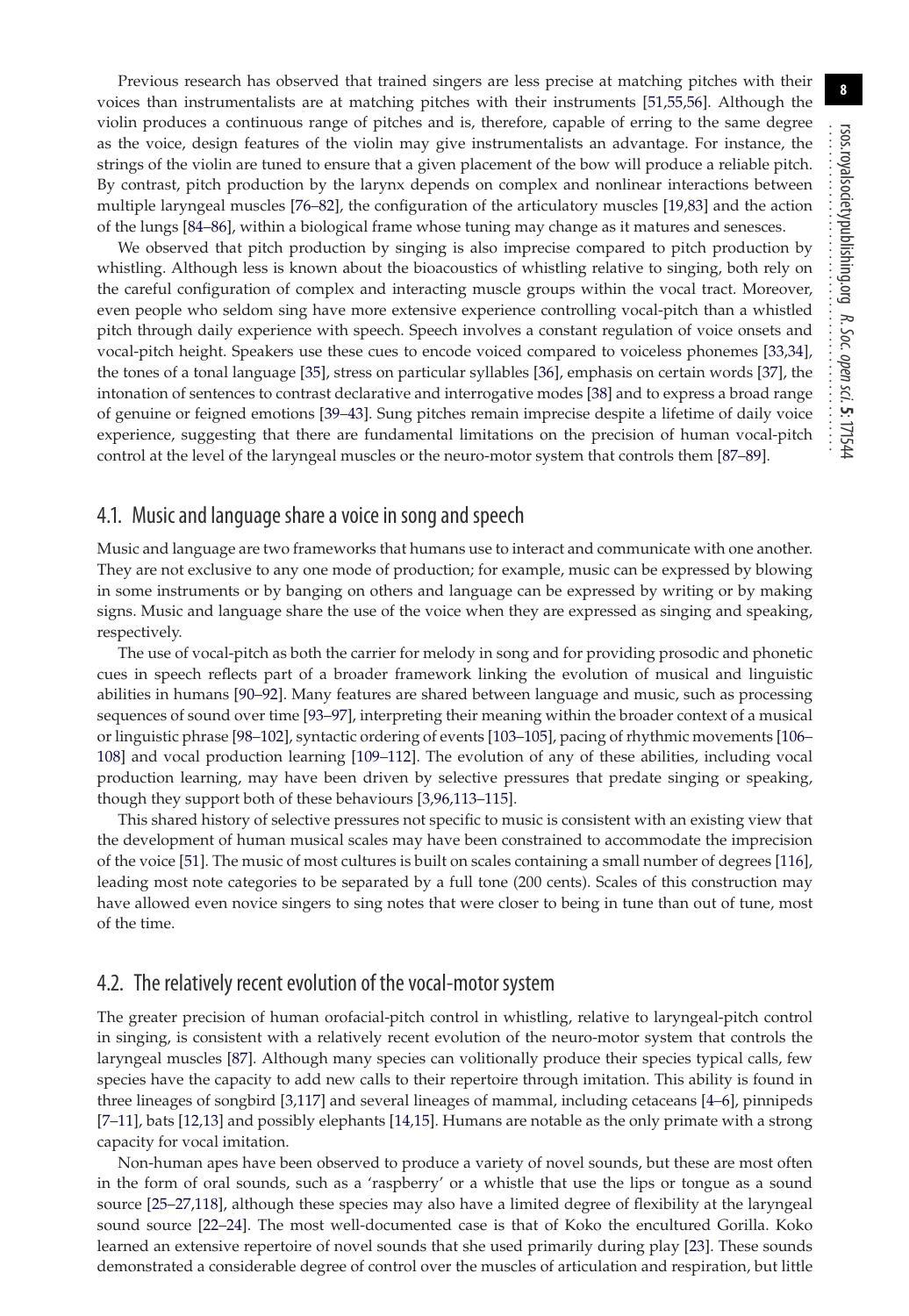Previous research has observed that trained singers are less precise at matching pitches with their voices than instrumentalists are at matching pitches with their instruments [51,55,56]. Although the violin produces a continuous range of pitches and is, therefore, capable of erring to the same degree as the voice, design features of the violin may give instrumentalists an advantage. For instance, the strings of the violin are tuned to ensure that a given placement of the bow will produce a reliable pitch. By contrast, pitch production by the larynx depends on complex and nonlinear interactions between multiple laryngeal muscles [76–82], the configuration of the articulatory muscles [19,83] and the action of the lungs [84–86], within a biological frame whose tuning may change as it matures and senesces.

We observed that pitch production by singing is also imprecise compared to pitch production by whistling. Although less is known about the bioacoustics of whistling relative to singing, both rely on the careful configuration of complex and interacting muscle groups within the vocal tract. Moreover, even people who seldom sing have more extensive experience controlling vocal-pitch than a whistled pitch through daily experience with speech. Speech involves a constant regulation of voice onsets and vocal-pitch height. Speakers use these cues to encode voiced compared to voiceless phonemes [33,34], the tones of a tonal language [35], stress on particular syllables [36], emphasis on certain words [37], the intonation of sentences to contrast declarative and interrogative modes [38] and to express a broad range of genuine or feigned emotions [39–43]. Sung pitches remain imprecise despite a lifetime of daily voice experience, suggesting that there are fundamental limitations on the precision of human vocal-pitch control at the level of the laryngeal muscles or the neuro-motor system that controls them [87–89].

## 4.1. Music and language share a voice in song and speech

Music and language are two frameworks that humans use to interact and communicate with one another. They are not exclusive to any one mode of production; for example, music can be expressed by blowing in some instruments or by banging on others and language can be expressed by writing or by making signs. Music and language share the use of the voice when they are expressed as singing and speaking, respectively.

The use of vocal-pitch as both the carrier for melody in song and for providing prosodic and phonetic cues in speech reflects part of a broader framework linking the evolution of musical and linguistic abilities in humans [90–92]. Many features are shared between language and music, such as processing sequences of sound over time [93–97], interpreting their meaning within the broader context of a musical or linguistic phrase [98–102], syntactic ordering of events [103–105], pacing of rhythmic movements [106–108] and vocal production learning [109–112]. The evolution of any of these abilities, including vocal production learning, may have been driven by selective pressures that predate singing or speaking, though they support both of these behaviours [3,96,113–115].

This shared history of selective pressures not specific to music is consistent with an existing view that the development of human musical scales may have been constrained to accommodate the imprecision of the voice [51]. The music of most cultures is built on scales containing a small number of degrees [116], leading most note categories to be separated by a full tone (200 cents). Scales of this construction may have allowed even novice singers to sing notes that were closer to being in tune than out of tune, most of the time.

## 4.2. The relatively recent evolution of the vocal-motor system

The greater precision of human orofacial-pitch control in whistling, relative to laryngeal-pitch control in singing, is consistent with a relatively recent evolution of the neuro-motor system that controls the laryngeal muscles [87]. Although many species can volitionally produce their species typical calls, few species have the capacity to add new calls to their repertoire through imitation. This ability is found in three lineages of songbird [3,117] and several lineages of mammal, including cetaceans [4–6], pinnipeds [7–11], bats [12,13] and possibly elephants [14,15]. Humans are notable as the only primate with a strong capacity for vocal imitation.

Non-human apes have been observed to produce a variety of novel sounds, but these are most often in the form of oral sounds, such as a 'raspberry' or a whistle that use the lips or tongue as a sound source [25–27,118], although these species may also have a limited degree of flexibility at the laryngeal sound source [22–24]. The most well-documented case is that of Koko the encultured Gorilla. Koko learned an extensive repertoire of novel sounds that she used primarily during play [23]. These sounds demonstrated a considerable degree of control over the muscles of articulation and respiration, but little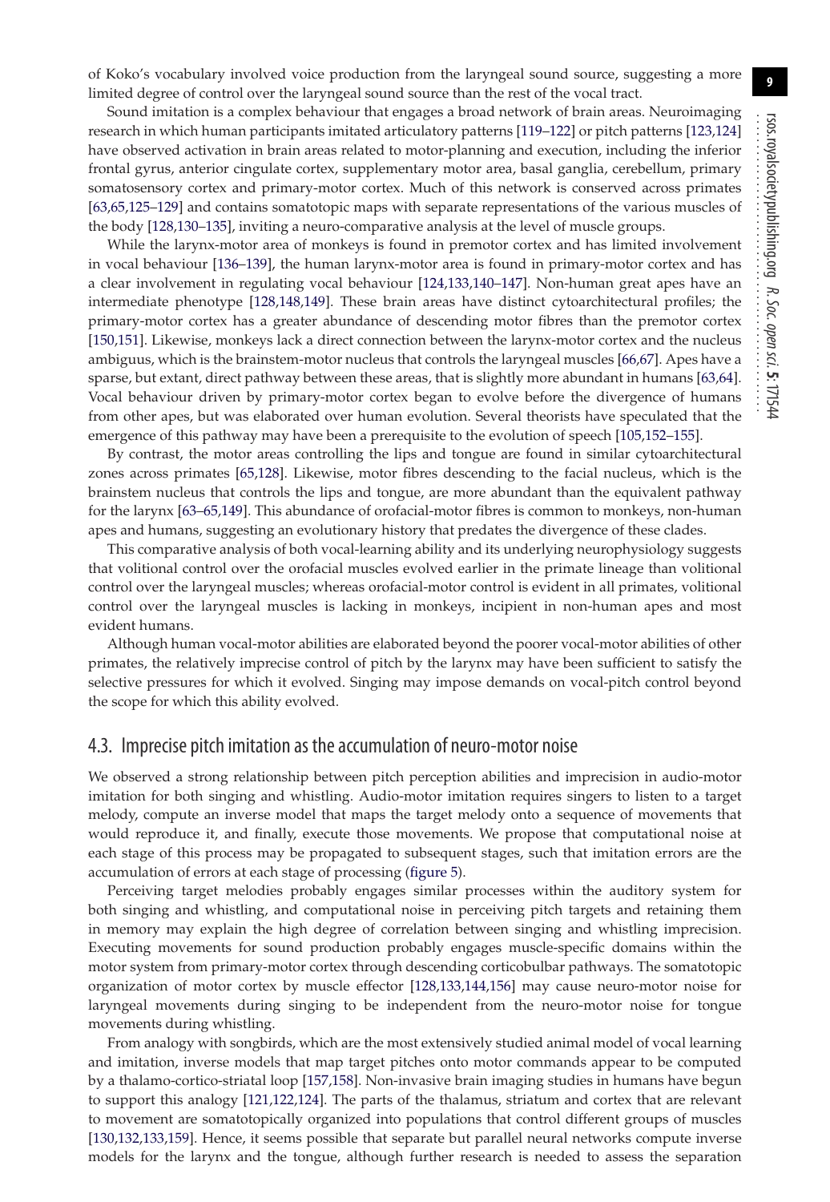of Koko's vocabulary involved voice production from the laryngeal sound source, suggesting a more limited degree of control over the laryngeal sound source than the rest of the vocal tract.

Sound imitation is a complex behaviour that engages a broad network of brain areas. Neuroimaging research in which human participants imitated articulatory patterns [119–122] or pitch patterns [123,124] have observed activation in brain areas related to motor-planning and execution, including the inferior frontal gyrus, anterior cingulate cortex, supplementary motor area, basal ganglia, cerebellum, primary somatosensory cortex and primary-motor cortex. Much of this network is conserved across primates [63,65,125–129] and contains somatotopic maps with separate representations of the various muscles of the body [128,130–135], inviting a neuro-comparative analysis at the level of muscle groups.

While the larynx-motor area of monkeys is found in premotor cortex and has limited involvement in vocal behaviour [136–139], the human larynx-motor area is found in primary-motor cortex and has a clear involvement in regulating vocal behaviour [124,133,140–147]. Non-human great apes have an intermediate phenotype [128,148,149]. These brain areas have distinct cytoarchitectural profiles; the primary-motor cortex has a greater abundance of descending motor fibres than the premotor cortex [150,151]. Likewise, monkeys lack a direct connection between the larynx-motor cortex and the nucleus ambiguus, which is the brainstem-motor nucleus that controls the laryngeal muscles [66,67]. Apes have a sparse, but extant, direct pathway between these areas, that is slightly more abundant in humans [63,64]. Vocal behaviour driven by primary-motor cortex began to evolve before the divergence of humans from other apes, but was elaborated over human evolution. Several theorists have speculated that the emergence of this pathway may have been a prerequisite to the evolution of speech [105,152–155].

By contrast, the motor areas controlling the lips and tongue are found in similar cytoarchitectural zones across primates [65,128]. Likewise, motor fibres descending to the facial nucleus, which is the brainstem nucleus that controls the lips and tongue, are more abundant than the equivalent pathway for the larynx [63–65,149]. This abundance of orofacial-motor fibres is common to monkeys, non-human apes and humans, suggesting an evolutionary history that predates the divergence of these clades.

This comparative analysis of both vocal-learning ability and its underlying neurophysiology suggests that volitional control over the orofacial muscles evolved earlier in the primate lineage than volitional control over the laryngeal muscles; whereas orofacial-motor control is evident in all primates, volitional control over the laryngeal muscles is lacking in monkeys, incipient in non-human apes and most evident humans.

Although human vocal-motor abilities are elaborated beyond the poorer vocal-motor abilities of other primates, the relatively imprecise control of pitch by the larynx may have been sufficient to satisfy the selective pressures for which it evolved. Singing may impose demands on vocal-pitch control beyond the scope for which this ability evolved.

## 4.3. Imprecise pitch imitation as the accumulation of neuro-motor noise

We observed a strong relationship between pitch perception abilities and imprecision in audio-motor imitation for both singing and whistling. Audio-motor imitation requires singers to listen to a target melody, compute an inverse model that maps the target melody onto a sequence of movements that would reproduce it, and finally, execute those movements. We propose that computational noise at each stage of this process may be propagated to subsequent stages, such that imitation errors are the accumulation of errors at each stage of processing (figure 5).

Perceiving target melodies probably engages similar processes within the auditory system for both singing and whistling, and computational noise in perceiving pitch targets and retaining them in memory may explain the high degree of correlation between singing and whistling imprecision. Executing movements for sound production probably engages muscle-specific domains within the motor system from primary-motor cortex through descending corticobulbar pathways. The somatotopic organization of motor cortex by muscle effector [128,133,144,156] may cause neuro-motor noise for laryngeal movements during singing to be independent from the neuro-motor noise for tongue movements during whistling.

From analogy with songbirds, which are the most extensively studied animal model of vocal learning and imitation, inverse models that map target pitches onto motor commands appear to be computed by a thalamo-cortico-striatal loop [157,158]. Non-invasive brain imaging studies in humans have begun to support this analogy [121,122,124]. The parts of the thalamus, striatum and cortex that are relevant to movement are somatotopically organized into populations that control different groups of muscles [130,132,133,159]. Hence, it seems possible that separate but parallel neural networks compute inverse models for the larynx and the tongue, although further research is needed to assess the separation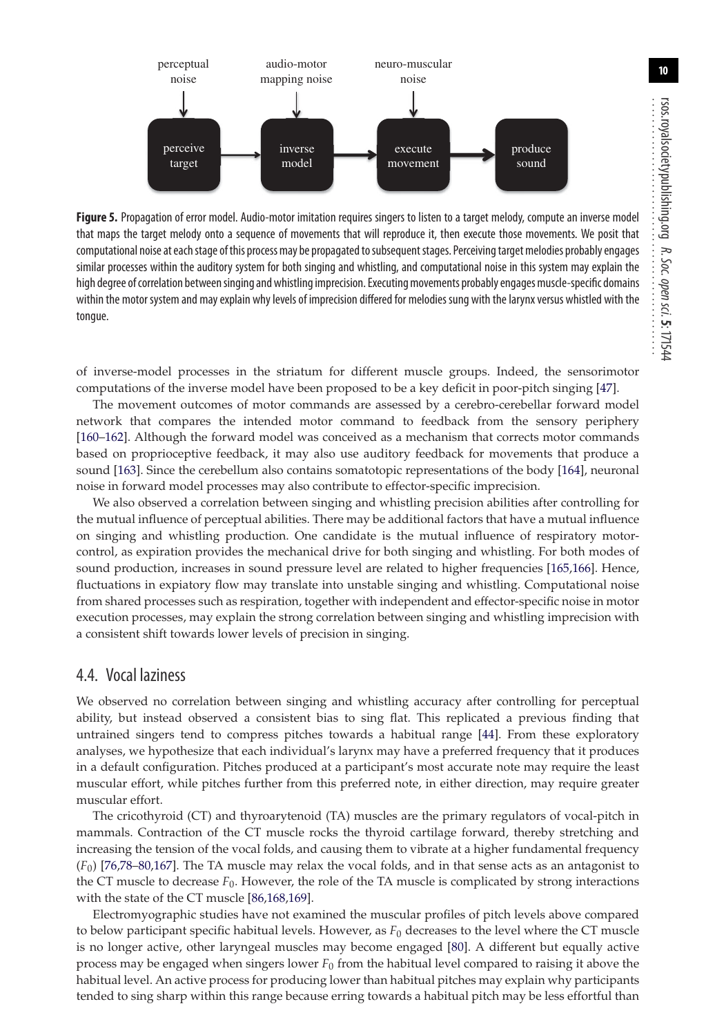perceptual noise → perceive target; audio-motor mapping noise → inverse model; neuro-muscular noise → execute movement; → produce sound

**Figure 5.** Propagation of error model. Audio-motor imitation requires singers to listen to a target melody, compute an inverse model that maps the target melody onto a sequence of movements that will reproduce it, then execute those movements. We posit that computational noise at each stage of this process may be propagated to subsequent stages. Perceiving target melodies probably engages similar processes within the auditory system for both singing and whistling, and computational noise in this system may explain the high degree of correlation between singing and whistling imprecision. Executing movements probably engages muscle-specific domains within the motor system and may explain why levels of imprecision differed for melodies sung with the larynx versus whistled with the tongue.

of inverse-model processes in the striatum for different muscle groups. Indeed, the sensorimotor computations of the inverse model have been proposed to be a key deficit in poor-pitch singing [47].

The movement outcomes of motor commands are assessed by a cerebro-cerebellar forward model network that compares the intended motor command to feedback from the sensory periphery [160–162]. Although the forward model was conceived as a mechanism that corrects motor commands based on proprioceptive feedback, it may also use auditory feedback for movements that produce a sound [163]. Since the cerebellum also contains somatotopic representations of the body [164], neuronal noise in forward model processes may also contribute to effector-specific imprecision.

We also observed a correlation between singing and whistling precision abilities after controlling for the mutual influence of perceptual abilities. There may be additional factors that have a mutual influence on singing and whistling production. One candidate is the mutual influence of respiratory motor-control, as expiration provides the mechanical drive for both singing and whistling. For both modes of sound production, increases in sound pressure level are related to higher frequencies [165,166]. Hence, fluctuations in expiatory flow may translate into unstable singing and whistling. Computational noise from shared processes such as respiration, together with independent and effector-specific noise in motor execution processes, may explain the strong correlation between singing and whistling imprecision with a consistent shift towards lower levels of precision in singing.

## 4.4. Vocal laziness

We observed no correlation between singing and whistling accuracy after controlling for perceptual ability, but instead observed a consistent bias to sing flat. This replicated a previous finding that untrained singers tend to compress pitches towards a habitual range [44]. From these exploratory analyses, we hypothesize that each individual's larynx may have a preferred frequency that it produces in a default configuration. Pitches produced at a participant's most accurate note may require the least muscular effort, while pitches further from this preferred note, in either direction, may require greater muscular effort.

The cricothyroid (CT) and thyroarytenoid (TA) muscles are the primary regulators of vocal-pitch in mammals. Contraction of the CT muscle rocks the thyroid cartilage forward, thereby stretching and increasing the tension of the vocal folds, and causing them to vibrate at a higher fundamental frequency ($F_0$) [76,78–80,167]. The TA muscle may relax the vocal folds, and in that sense acts as an antagonist to the CT muscle to decrease $F_0$. However, the role of the TA muscle is complicated by strong interactions with the state of the CT muscle [86,168,169].

Electromyographic studies have not examined the muscular profiles of pitch levels above compared to below participant specific habitual levels. However, as $F_0$ decreases to the level where the CT muscle is no longer active, other laryngeal muscles may become engaged [80]. A different but equally active process may be engaged when singers lower $F_0$ from the habitual level compared to raising it above the habitual level. An active process for producing lower than habitual pitches may explain why participants tended to sing sharp within this range because erring towards a habitual pitch may be less effortful than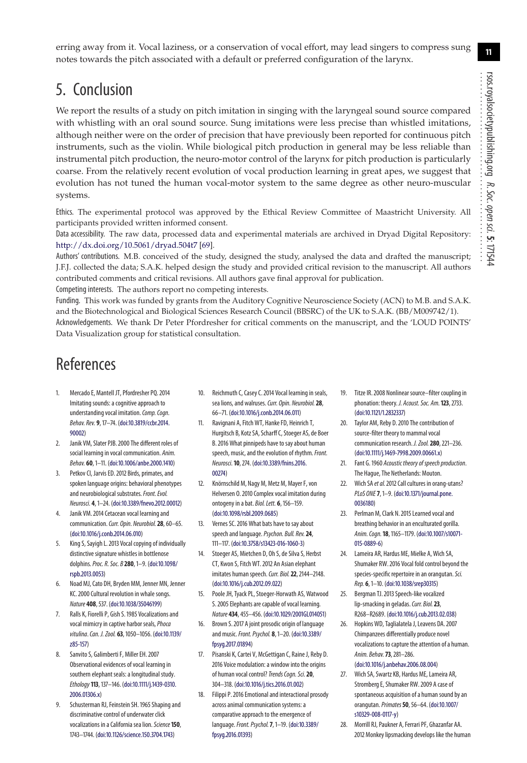erring away from it. Vocal laziness, or a conservation of vocal effort, may lead singers to compress sung notes towards the pitch associated with a default or preferred configuration of the larynx.

# 5. Conclusion

We report the results of a study on pitch imitation in singing with the laryngeal sound source compared with whistling with an oral sound source. Sung imitations were less precise than whistled imitations, although neither were on the order of precision that have previously been reported for continuous pitch instruments, such as the violin. While biological pitch production in general may be less reliable than instrumental pitch production, the neuro-motor control of the larynx for pitch production is particularly coarse. From the relatively recent evolution of vocal production learning in great apes, we suggest that evolution has not tuned the human vocal-motor system to the same degree as other neuro-muscular systems.

Ethics. The experimental protocol was approved by the Ethical Review Committee of Maastricht University. All participants provided written informed consent.

Data accessibility. The raw data, processed data and experimental materials are archived in Dryad Digital Repository: http://dx.doi.org/10.5061/dryad.504t7 [69].

Authors' contributions. M.B. conceived of the study, designed the study, analysed the data and drafted the manuscript; J.F.J. collected the data; S.A.K. helped design the study and provided critical revision to the manuscript. All authors contributed comments and critical revisions. All authors gave final approval for publication.

Competing interests. The authors report no competing interests.

Funding. This work was funded by grants from the Auditory Cognitive Neuroscience Society (ACN) to M.B. and S.A.K. and the Biotechnological and Biological Sciences Research Council (BBSRC) of the UK to S.A.K. (BB/M009742/1).

Acknowledgements. We thank Dr Peter Pfordresher for critical comments on the manuscript, and the 'LOUD POINTS' Data Visualization group for statistical consultation.

# References

1. Mercado E, Mantell JT, Pfordresher PQ. 2014 Imitating sounds: a cognitive approach to understanding vocal imitation. *Comp. Cogn. Behav. Rev.* **9**, 17–74. (doi:10.3819/ccbr.2014.90002)
2. Janik VM, Slater PJB. 2000 The different roles of social learning in vocal communication. *Anim. Behav.* **60**, 1–11. (doi:10.1006/anbe.2000.1410)
3. Petkov CI, Jarvis ED. 2012 Birds, primates, and spoken language origins: behavioral phenotypes and neurobiological substrates. *Front. Evol. Neurosci.* **4**, 1–24. (doi:10.3389/fnevo.2012.00012)
4. Janik VM. 2014 Cetacean vocal learning and communication. *Curr. Opin. Neurobiol.* **28**, 60–65. (doi:10.1016/j.conb.2014.06.010)
5. King S, Sayigh L. 2013 Vocal copying of individually distinctive signature whistles in bottlenose dolphins. *Proc. R. Soc. B* **280**, 1–9. (doi:10.1098/rspb.2013.0053)
6. Noad MJ, Cato DH, Bryden MM, Jenner MN, Jenner KC. 2000 Cultural revolution in whale songs. *Nature* **408**, 537. (doi:10.1038/35046199)
7. Ralls K, Fiorelli P, Gish S. 1985 Vocalizations and vocal mimicry in captive harbor seals, *Phoca vitulina*. *Can. J. Zool.* **63**, 1050–1056. (doi:10.1139/z85-157)
8. Sanvito S, Galimberti F, Miller EH. 2007 Observational evidences of vocal learning in southern elephant seals: a longitudinal study. *Ethology* **113**, 137–146. (doi:10.1111/j.1439-0310.2006.01306.x)
9. Schusterman RJ, Feinstein SH. 1965 Shaping and discriminative control of underwater click vocalizations in a California sea lion. *Science* **150**, 1743–1744. (doi:10.1126/science.150.3704.1743)
10. Reichmuth C, Casey C. 2014 Vocal learning in seals, sea lions, and walruses. *Curr. Opin. Neurobiol.* **28**, 66–71. (doi:10.1016/j.conb.2014.06.011)
11. Ravignani A, Fitch WT, Hanke FD, Heinrich T, Hurgitsch B, Kotz SA, Scharff C, Stoeger AS, de Boer B. 2016 What pinnipeds have to say about human speech, music, and the evolution of rhythm. *Front. Neurosci.* **10**, 274. (doi:10.3389/fnins.2016.00274)
12. Knörnschild M, Nagy M, Metz M, Mayer F, von Helversen O. 2010 Complex vocal imitation during ontogeny in a bat. *Biol. Lett.* **6**, 156–159. (doi:10.1098/rsbl.2009.0685)
13. Vernes SC. 2016 What bats have to say about speech and language. *Psychon. Bull. Rev.* **24**, 111–117. (doi:10.3758/s13423-016-1060-3)
14. Stoeger AS, Mietchen D, Oh S, de Silva S, Herbst CT, Kwon S, Fitch WT. 2012 An Asian elephant imitates human speech. *Curr. Biol.* **22**, 2144–2148. (doi:10.1016/j.cub.2012.09.022)
15. Poole JH, Tyack PL, Stoeger-Horwath AS, Watwood S. 2005 Elephants are capable of vocal learning. *Nature* **434**, 455–456. (doi:10.1029/2001GL014051)
16. Brown S. 2017 A joint prosodic origin of language and music. *Front. Psychol.* **8**, 1–20. (doi:10.3389/fpsyg.2017.01894)
17. Pisanski K, Cartei V, McGettigan C, Raine J, Reby D. 2016 Voice modulation: a window into the origins of human vocal control? *Trends Cogn. Sci.* **20**, 304–318. (doi:10.1016/j.tics.2016.01.002)
18. Filippi P. 2016 Emotional and interactional prosody across animal communication systems: a comparative approach to the emergence of language. *Front. Psychol.* **7**, 1–19. (doi:10.3389/fpsyg.2016.01393)
19. Titze IR. 2008 Nonlinear source–filter coupling in phonation: theory. *J. Acoust. Soc. Am.* **123**, 2733. (doi:10.1121/1.2832337)
20. Taylor AM, Reby D. 2010 The contribution of source-filter theory to mammal vocal communication research. *J. Zool.* **280**, 221–236. (doi:10.1111/j.1469-7998.2009.00661.x)
21. Fant G. 1960 *Acoustic theory of speech production*. The Hague, The Netherlands: Mouton.
22. Wich SA *et al.* 2012 Call cultures in orang-utans? *PLoS ONE* **7**, 1–9. (doi:10.1371/journal.pone.0036180)
23. Perlman M, Clark N. 2015 Learned vocal and breathing behavior in an enculturated gorilla. *Anim. Cogn.* **18**, 1165–1179. (doi:10.1007/s10071-015-0889-6)
24. Lameira AR, Hardus ME, Mielke A, Wich SA, Shumaker RW. 2016 Vocal fold control beyond the species-specific repertoire in an orangutan. *Sci. Rep.* **6**, 1–10. (doi:10.1038/srep30315)
25. Bergman TJ. 2013 Speech-like vocalized lip-smacking in geladas. *Curr. Biol.* **23**, R268–R2689. (doi:10.1016/j.cub.2013.02.038)
26. Hopkins WD, Taglialatela J, Leavens DA. 2007 Chimpanzees differentially produce novel vocalizations to capture the attention of a human. *Anim. Behav.* **73**, 281–286. (doi:10.1016/j.anbehav.2006.08.004)
27. Wich SA, Swartz KB, Hardus ME, Lameira AR, Stromberg E, Shumaker RW. 2009 A case of spontaneous acquisition of a human sound by an orangutan. *Primates* **50**, 56–64. (doi:10.1007/s10329-008-0117-y)
28. Morrill RJ, Paukner A, Ferrari PF, Ghazanfar AA. 2012 Monkey lipsmacking develops like the human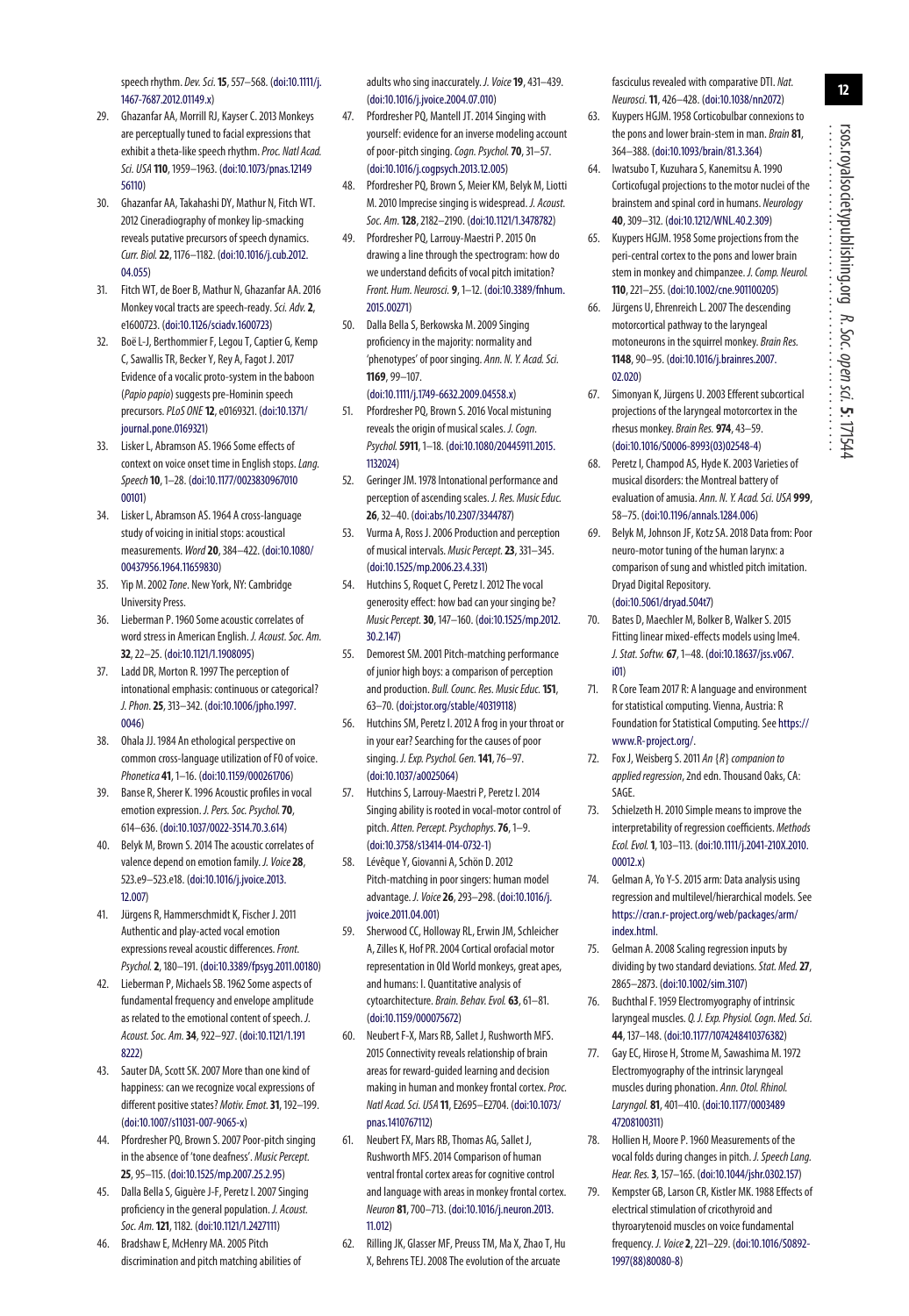speech rhythm. *Dev. Sci.* **15**, 557–568. (doi:10.1111/j.1467-7687.2012.01149.x)

29. Ghazanfar AA, Morrill RJ, Kayser C. 2013 Monkeys are perceptually tuned to facial expressions that exhibit a theta-like speech rhythm. *Proc. Natl Acad. Sci. USA* **110**, 1959–1963. (doi:10.1073/pnas.1214956110)
30. Ghazanfar AA, Takahashi DY, Mathur N, Fitch WT. 2012 Cineradiography of monkey lip-smacking reveals putative precursors of speech dynamics. *Curr. Biol.* **22**, 1176–1182. (doi:10.1016/j.cub.2012.04.055)
31. Fitch WT, de Boer B, Mathur N, Ghazanfar AA. 2016 Monkey vocal tracts are speech-ready. *Sci. Adv.* **2**, e1600723. (doi:10.1126/sciadv.1600723)
32. Boë L-J, Berthommier F, Legou T, Captier G, Kemp C, Sawallis TR, Becker Y, Rey A, Fagot J. 2017 Evidence of a vocalic proto-system in the baboon (*Papio papio*) suggests pre-Hominin speech precursors. *PLoS ONE* **12**, e0169321. (doi:10.1371/journal.pone.0169321)
33. Lisker L, Abramson AS. 1966 Some effects of context on voice onset time in English stops. *Lang. Speech* **10**, 1–28. (doi:10.1177/002383096701000101)
34. Lisker L, Abramson AS. 1964 A cross-language study of voicing in initial stops: acoustical measurements. *Word* **20**, 384–422. (doi:10.1080/00437956.1964.11659830)
35. Yip M. 2002 *Tone*. New York, NY: Cambridge University Press.
36. Lieberman P. 1960 Some acoustic correlates of word stress in American English. *J. Acoust. Soc. Am.* **32**, 22–25. (doi:10.1121/1.1908095)
37. Ladd DR, Morton R. 1997 The perception of intonational emphasis: continuous or categorical? *J. Phon.* **25**, 313–342. (doi:10.1006/jpho.1997.0046)
38. Ohala JJ. 1984 An ethological perspective on common cross-language utilization of F0 of voice. *Phonetica* **41**, 1–16. (doi:10.1159/000261706)
39. Banse R, Sherer K. 1996 Acoustic profiles in vocal emotion expression. *J. Pers. Soc. Psychol.* **70**, 614–636. (doi:10.1037/0022-3514.70.3.614)
40. Belyk M, Brown S. 2014 The acoustic correlates of valence depend on emotion family. *J. Voice* **28**, 523.e9–523.e18. (doi:10.1016/j.jvoice.2013.12.007)
41. Jürgens R, Hammerschmidt K, Fischer J. 2011 Authentic and play-acted vocal emotion expressions reveal acoustic differences. *Front. Psychol.* **2**, 180–191. (doi:10.3389/fpsyg.2011.00180)
42. Lieberman P, Michaels SB. 1962 Some aspects of fundamental frequency and envelope amplitude as related to the emotional content of speech. *J. Acoust. Soc. Am.* **34**, 922–927. (doi:10.1121/1.1918222)
43. Sauter DA, Scott SK. 2007 More than one kind of happiness: can we recognize vocal expressions of different positive states? *Motiv. Emot.* **31**, 192–199. (doi:10.1007/s11031-007-9065-x)
44. Pfordresher PQ, Brown S. 2007 Poor-pitch singing in the absence of 'tone deafness'. *Music Percept.* **25**, 95–115. (doi:10.1525/mp.2007.25.2.95)
45. Dalla Bella S, Giguère J-F, Peretz I. 2007 Singing proficiency in the general population. *J. Acoust. Soc. Am.* **121**, 1182. (doi:10.1121/1.2427111)
46. Bradshaw E, McHenry MA. 2005 Pitch discrimination and pitch matching abilities of adults who sing inaccurately. *J. Voice* **19**, 431–439. (doi:10.1016/j.jvoice.2004.07.010)
47. Pfordresher PQ, Mantell JT. 2014 Singing with yourself: evidence for an inverse modeling account of poor-pitch singing. *Cogn. Psychol.* **70**, 31–57. (doi:10.1016/j.cogpsych.2013.12.005)
48. Pfordresher PQ, Brown S, Meier KM, Belyk M, Liotti M. 2010 Imprecise singing is widespread. *J. Acoust. Soc. Am.* **128**, 2182–2190. (doi:10.1121/1.3478782)
49. Pfordresher PQ, Larrouy-Maestri P. 2015 On drawing a line through the spectrogram: how do we understand deficits of vocal pitch imitation? *Front. Hum. Neurosci.* **9**, 1–12. (doi:10.3389/fnhum.2015.00271)
50. Dalla Bella S, Berkowska M. 2009 Singing proficiency in the majority: normality and 'phenotypes' of poor singing. *Ann. N. Y. Acad. Sci.* **1169**, 99–107. (doi:10.1111/j.1749-6632.2009.04558.x)
51. Pfordresher PQ, Brown S. 2016 Vocal mistuning reveals the origin of musical scales. *J. Cogn. Psychol.* **5911**, 1–18. (doi:10.1080/20445911.2015.1132024)
52. Geringer JM. 1978 Intonational performance and perception of ascending scales. *J. Res. Music Educ.* **26**, 32–40. (doi:abs/10.2307/3344787)
53. Vurma A, Ross J. 2006 Production and perception of musical intervals. *Music Percept.* **23**, 331–345. (doi:10.1525/mp.2006.23.4.331)
54. Hutchins S, Roquet C, Peretz I. 2012 The vocal generosity effect: how bad can your singing be? *Music Percept.* **30**, 147–160. (doi:10.1525/mp.2012.30.2.147)
55. Demorest SM. 2001 Pitch-matching performance of junior high boys: a comparison of perception and production. *Bull. Counc. Res. Music Educ.* **151**, 63–70. (doi:jstor.org/stable/40319118)
56. Hutchins SM, Peretz I. 2012 A frog in your throat or in your ear? Searching for the causes of poor singing. *J. Exp. Psychol. Gen.* **141**, 76–97. (doi:10.1037/a0025064)
57. Hutchins S, Larrouy-Maestri P, Peretz I. 2014 Singing ability is rooted in vocal-motor control of pitch. *Atten. Percept. Psychophys.* **76**, 1–9. (doi:10.3758/s13414-014-0732-1)
58. Lévêque Y, Giovanni A, Schön D. 2012 Pitch-matching in poor singers: human model advantage. *J. Voice* **26**, 293–298. (doi:10.1016/j.jvoice.2011.04.001)
59. Sherwood CC, Holloway RL, Erwin JM, Schleicher A, Zilles K, Hof PR. 2004 Cortical orofacial motor representation in Old World monkeys, great apes, and humans: I. Quantitative analysis of cytoarchitecture. *Brain. Behav. Evol.* **63**, 61–81. (doi:10.1159/000075672)
60. Neubert F-X, Mars RB, Sallet J, Rushworth MFS. 2015 Connectivity reveals relationship of brain areas for reward-guided learning and decision making in human and monkey frontal cortex. *Proc. Natl Acad. Sci. USA* **11**, E2695–E2704. (doi:10.1073/pnas.1410767112)
61. Neubert FX, Mars RB, Thomas AG, Sallet J, Rushworth MFS. 2014 Comparison of human ventral frontal cortex areas for cognitive control and language with areas in monkey frontal cortex. *Neuron* **81**, 700–713. (doi:10.1016/j.neuron.2013.11.012)
62. Rilling JK, Glasser MF, Preuss TM, Ma X, Zhao T, Hu X, Behrens TEJ. 2008 The evolution of the arcuate fasciculus revealed with comparative DTI. *Nat. Neurosci.* **11**, 426–428. (doi:10.1038/nn2072)
63. Kuypers HGJM. 1958 Corticobulbar connexions to the pons and lower brain-stem in man. *Brain* **81**, 364–388. (doi:10.1093/brain/81.3.364)
64. Iwatsubo T, Kuzuhara S, Kanemitsu A. 1990 Corticofugal projections to the motor nuclei of the brainstem and spinal cord in humans. *Neurology* **40**, 309–312. (doi:10.1212/WNL.40.2.309)
65. Kuypers HGJM. 1958 Some projections from the peri-central cortex to the pons and lower brain stem in monkey and chimpanzee. *J. Comp. Neurol.* **110**, 221–255. (doi:10.1002/cne.901100205)
66. Jürgens U, Ehrenreich L. 2007 The descending motorcortical pathway to the laryngeal motoneurons in the squirrel monkey. *Brain Res.* **1148**, 90–95. (doi:10.1016/j.brainres.2007.02.020)
67. Simonyan K, Jürgens U. 2003 Efferent subcortical projections of the laryngeal motorcortex in the rhesus monkey. *Brain Res.* **974**, 43–59. (doi:10.1016/S0006-8993(03)02548-4)
68. Peretz I, Champod AS, Hyde K. 2003 Varieties of musical disorders: the Montreal battery of evaluation of amusia. *Ann. N. Y. Acad. Sci. USA* **999**, 58–75. (doi:10.1196/annals.1284.006)
69. Belyk M, Johnson JF, Kotz SA. 2018 Data from: Poor neuro-motor tuning of the human larynx: a comparison of sung and whistled pitch imitation. Dryad Digital Repository. (doi:10.5061/dryad.504t7)
70. Bates D, Maechler M, Bolker B, Walker S. 2015 Fitting linear mixed-effects models using lme4. *J. Stat. Softw.* **67**, 1–48. (doi:10.18637/jss.v067.i01)
71. R Core Team 2017 R: A language and environment for statistical computing. Vienna, Austria: R Foundation for Statistical Computing. See https://www.R-project.org/.
72. Fox J, Weisberg S. 2011 *An {R} companion to applied regression*, 2nd edn. Thousand Oaks, CA: SAGE.
73. Schielzeth H. 2010 Simple means to improve the interpretability of regression coefficients. *Methods Ecol. Evol.* **1**, 103–113. (doi:10.1111/j.2041-210X.2010.00012.x)
74. Gelman A, Yo Y-S. 2015 arm: Data analysis using regression and multilevel/hierarchical models. See https://cran.r-project.org/web/packages/arm/index.html.
75. Gelman A. 2008 Scaling regression inputs by dividing by two standard deviations. *Stat. Med.* **27**, 2865–2873. (doi:10.1002/sim.3107)
76. Buchthal F. 1959 Electromyography of intrinsic laryngeal muscles. *Q. J. Exp. Physiol. Cogn. Med. Sci.* **44**, 137–148. (doi:10.1177/1074248410376382)
77. Gay EC, Hirose H, Strome M, Sawashima M. 1972 Electromyography of the intrinsic laryngeal muscles during phonation. *Ann. Otol. Rhinol. Laryngol.* **81**, 401–410. (doi:10.1177/000348947208100311)
78. Hollien H, Moore P. 1960 Measurements of the vocal folds during changes in pitch. *J. Speech Lang. Hear. Res.* **3**, 157–165. (doi:10.1044/jshr.0302.157)
79. Kempster GB, Larson CR, Kistler MK. 1988 Effects of electrical stimulation of cricothyroid and thyroarytenoid muscles on voice fundamental frequency. *J. Voice* **2**, 221–229. (doi:10.1016/S0892-1997(88)80080-8)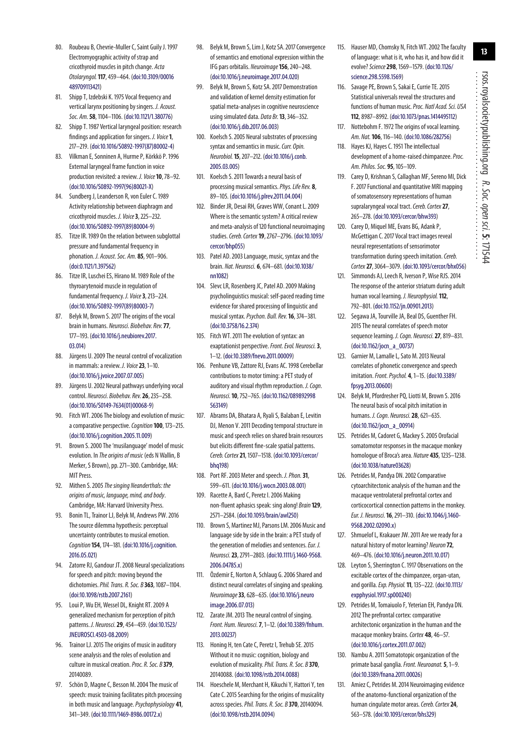80. Roubeau B, Chevrie-Muller C, Saint Guily J. 1997 Electromyographic activity of strap and cricothyroid muscles in pitch change. *Acta Otolaryngol.* **117**, 459–464. (doi:10.3109/00016489709113421)
81. Shipp T, Izdebski K. 1975 Vocal frequency and vertical larynx positioning by singers. *J. Acoust. Soc. Am.* **58**, 1104–1106. (doi:10.1121/1.380776)
82. Shipp T. 1987 Vertical laryngeal position: research findings and application for singers. *J. Voice* **1**, 217–219. (doi:10.1016/S0892-1997(87)80002-4)
83. Vilkman E, Sonninen A, Hurme P, Körkkö P. 1996 External laryngeal frame function in voice production revisited: a review. *J. Voice* **10**, 78–92. (doi:10.1016/S0892-1997(96)80021-X)
84. Sundberg J, Leanderson R, von Euler C. 1989 Activity relationship between diaphragm and cricothyroid muscles. *J. Voice* **3**, 225–232. (doi:10.1016/S0892-1997(89)80004-9)
85. Titze IR. 1989 On the relation between subglottal pressure and fundamental frequency in phonation. *J. Acoust. Soc. Am.* **85**, 901–906. (doi:0.1121/1.397562)
86. Titze IR, Luschei ES, Hirano M. 1989 Role of the thyroarytenoid muscle in regulation of fundamental frequency. *J. Voice* **3**, 213–224. (doi:10.1016/S0892-1997(89)80003-7)
87. Belyk M, Brown S. 2017 The origins of the vocal brain in humans. *Neurosci. Biobehav. Rev.* **77**, 177–193. (doi:10.1016/j.neubiorev.2017.03.014)
88. Jürgens U. 2009 The neural control of vocalization in mammals: a review. *J. Voice* **23**, 1–10. (doi:10.1016/j.jvoice.2007.07.005)
89. Jürgens U. 2002 Neural pathways underlying vocal control. *Neurosci. Biobehav. Rev.* **26**, 235–258. (doi:10.1016/S0149-7634(01)00068-9)
90. Fitch WT. 2006 The biology and evolution of music: a comparative perspective. *Cognition* **100**, 173–215. (doi:10.1016/j.cognition.2005.11.009)
91. Brown S. 2000 The 'musilanguage' model of music evolution. In *The origins of music* (eds N Wallin, B Merker, S Brown), pp. 271–300. Cambridge, MA: MIT Press.
92. Mithen S. 2005 *The singing Neanderthals: the origins of music, language, mind, and body*. Cambridge, MA: Harvard University Press.
93. Bonin TL, Trainor LJ, Belyk M, Andrews PW. 2016 The source dilemma hypothesis: perceptual uncertainty contributes to musical emotion. *Cognition* **154**, 174–181. (doi:10.1016/j.cognition.2016.05.021)
94. Zatorre RJ, Gandour JT. 2008 Neural specializations for speech and pitch: moving beyond the dichotomies. *Phil. Trans. R. Soc. B* **363**, 1087–1104. (doi:10.1098/rstb.2007.2161)
95. Loui P, Wu EH, Wessel DL, Knight RT. 2009 A generalized mechanism for perception of pitch patterns. *J. Neurosci.* **29**, 454–459. (doi:10.1523/JNEUROSCI.4503-08.2009)
96. Trainor LJ. 2015 The origins of music in auditory scene analysis and the roles of evolution and culture in musical creation. *Proc. R. Soc. B* **379**, 20140089.
97. Schön D, Magne C, Besson M. 2004 The music of speech: music training facilitates pitch processing in both music and language. *Psychophysiology* **41**, 341–349. (doi:10.1111/1469-8986.00172.x)
98. Belyk M, Brown S, Lim J, Kotz SA. 2017 Convergence of semantics and emotional expression within the IFG pars orbitalis. *Neuroimage* **156**, 240–248. (doi:10.1016/j.neuroimage.2017.04.020)
99. Belyk M, Brown S, Kotz SA. 2017 Demonstration and validation of kernel density estimation for spatial meta-analyses in cognitive neuroscience using simulated data. *Data Br.* **13**, 346–352. (doi:10.1016/j.dib.2017.06.003)
100. Koelsch S. 2005 Neural substrates of processing syntax and semantics in music. *Curr. Opin. Neurobiol.* **15**, 207–212. (doi:10.1016/j.conb.2005.03.005)
101. Koelsch S. 2011 Towards a neural basis of processing musical semantics. *Phys. Life Rev.* **8**, 89–105. (doi:10.1016/j.plrev.2011.04.004)
102. Binder JR, Desai RH, Graves WW, Conant L. 2009 Where is the semantic system? A critical review and meta-analysis of 120 functional neuroimaging studies. *Cereb. Cortex* **19**, 2767–2796. (doi:10.1093/cercor/bhp055)
103. Patel AD. 2003 Language, music, syntax and the brain. *Nat. Neurosci.* **6**, 674–681. (doi:10.1038/nn1082)
104. Slevc LR, Rosenberg JC, Patel AD. 2009 Making psycholinguistics musical: self-paced reading time evidence for shared processing of linguistic and musical syntax. *Psychon. Bull. Rev.* **16**, 374–381. (doi:10.3758/16.2.374)
105. Fitch WT. 2011 The evolution of syntax: an exaptationist perspective. *Front. Evol. Neurosci.* **3**, 1–12. (doi:10.3389/fnevo.2011.00009)
106. Penhune VB, Zattore RJ, Evans AC. 1998 Cerebellar contributions to motor timing: a PET study of auditory and visual rhythm reproduction. *J. Cogn. Neurosci.* **10**, 752–765. (doi:10.1162/089892998563149)
107. Abrams DA, Bhatara A, Ryali S, Balaban E, Levitin DJ, Menon V. 2011 Decoding temporal structure in music and speech relies on shared brain resources but elicits different fine-scale spatial patterns. *Cereb. Cortex* **21**, 1507–1518. (doi:10.1093/cercor/bhq198)
108. Port RF. 2003 Meter and speech. *J. Phon.* **31**, 599–611. (doi:10.1016/j.wocn.2003.08.001)
109. Racette A, Bard C, Peretz I. 2006 Making non-fluent aphasics speak: sing along! *Brain* **129**, 2571–2584. (doi:10.1093/brain/awl250)
110. Brown S, Martinez MJ, Parsons LM. 2006 Music and language side by side in the brain: a PET study of the generation of melodies and sentences. *Eur. J. Neurosci.* **23**, 2791–2803. (doi:10.1111/j.1460-9568.2006.04785.x)
111. Özdemir E, Norton A, Schlaug G. 2006 Shared and distinct neural correlates of singing and speaking. *Neuroimage* **33**, 628–635. (doi:10.1016/j.neuroimage.2006.07.013)
112. Zarate JM. 2013 The neural control of singing. *Front. Hum. Neurosci.* **7**, 1–12. (doi:10.3389/fnhum.2013.00237)
113. Honing H, ten Cate C, Peretz I, Trehub SE. 2015 Without it no music: cognition, biology and evolution of musicality. *Phil. Trans. R. Soc. B* **370**, 20140088. (doi:10.1098/rstb.2014.0088)
114. Hoeschele M, Merchant H, Kikuchi Y, Hattori Y, ten Cate C. 2015 Searching for the origins of musicality across species. *Phil. Trans. R. Soc. B* **370**, 20140094. (doi:10.1098/rstb.2014.0094)
115. Hauser MD, Chomsky N, Fitch WT. 2002 The faculty of language: what is it, who has it, and how did it evolve? *Science* **298**, 1569–1579. (doi:10.1126/science.298.5598.1569)
116. Savage PE, Brown S, Sakai E, Currie TE. 2015 Statistical universals reveal the structures and functions of human music. *Proc. Natl Acad. Sci. USA* **112**, 8987–8992. (doi:10.1073/pnas.1414495112)
117. Nottebohm F. 1972 The origins of vocal learning. *Am. Nat.* **106**, 116–140. (doi:10.1086/282756)
118. Hayes KJ, Hayes C. 1951 The intellectual development of a home-raised chimpanzee. *Proc. Am. Philos. Soc.* **95**, 105–109.
119. Carey D, Krishnan S, Callaghan MF, Sereno MI, Dick F. 2017 Functional and quantitative MRI mapping of somatosensory representations of human supralaryngeal vocal tract. *Cereb. Cortex* **27**, 265–278. (doi:10.1093/cercor/bhw393)
120. Carey D, Miquel ME, Evans BG, Adank P, McGettigan C. 2017 Vocal tract images reveal neural representations of sensorimotor transformation during speech imitation. *Cereb. Cortex* **27**, 3064–3079. (doi:10.1093/cercor/bhx056)
121. Simmonds AJ, Leech R, Iverson P, Wise RJS. 2014 The response of the anterior striatum during adult human vocal learning. *J. Neurophysiol.* **112**, 792–801. (doi:10.1152/jn.00901.2013)
122. Segawa JA, Tourville JA, Beal DS, Guenther FH. 2015 The neural correlates of speech motor sequence learning. *J. Cogn. Neurosci.* **27**, 819–831. (doi:10.1162/jocn_a_00737)
123. Garnier M, Lamalle L, Sato M. 2013 Neural correlates of phonetic convergence and speech imitation. *Front. Psychol.* **4**, 1–15. (doi:10.3389/fpsyg.2013.00600)
124. Belyk M, Pfordresher PQ, Liotti M, Brown S. 2016 The neural basis of vocal pitch imitation in humans. *J. Cogn. Neurosci.* **28**, 621–635. (doi:10.1162/jocn_a_00914)
125. Petrides M, Cadoret G, Mackey S. 2005 Orofacial somatomotor responses in the macaque monkey homologue of Broca's area. *Nature* **435**, 1235–1238. (doi:10.1038/nature03628)
126. Petrides M, Pandya DN. 2002 Comparative cytoarchitectonic analysis of the human and the macaque ventrolateral prefrontal cortex and corticocortical connection patterns in the monkey. *Eur. J. Neurosci.* **16**, 291–310. (doi:10.1046/j.1460-9568.2002.02090.x)
127. Shmuelof L, Krakauer JW. 2011 Are we ready for a natural history of motor learning? *Neuron* **72**, 469–476. (doi:10.1016/j.neuron.2011.10.017)
128. Leyton S, Sherrington C. 1917 Observations on the excitable cortex of the chimpanzee, organ-utan, and gorilla. *Exp. Physiol.* **11**, 135–222. (doi:10.1113/expphysiol.1917.sp000240)
129. Petrides M, Tomaiuolo F, Yeterian EH, Pandya DN. 2012 The prefrontal cortex: comparative architectonic organization in the human and the macaque monkey brains. *Cortex* **48**, 46–57. (doi:10.1016/j.cortex.2011.07.002)
130. Nambu A. 2011 Somatotopic organization of the primate basal ganglia. *Front. Neuroanat.* **5**, 1–9. (doi:10.3389/fnana.2011.00026)
131. Amiez C, Petrides M. 2014 Neuroimaging evidence of the anatomo-functional organization of the human cingulate motor areas. *Cereb. Cortex* **24**, 563–578. (doi:10.1093/cercor/bhs329)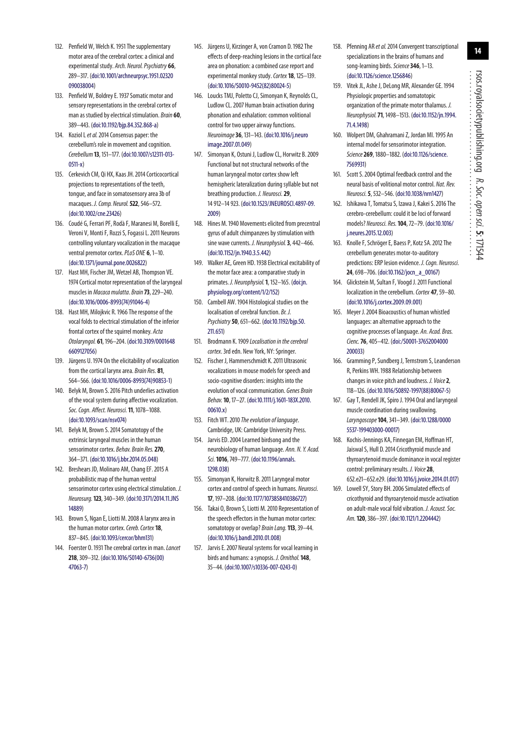132. Penfield W, Welch K. 1951 The supplementary motor area of the cerebral cortex: a clinical and experimental study. *Arch. Neurol. Psychiatry* **66**, 289–317. (doi:10.1001/archneurpsyc.1951.02320090038004)
133. Penfield W, Boldrey E. 1937 Somatic motor and sensory representations in the cerebral cortex of man as studied by electrical stimulation. *Brain* **60**, 389–443. (doi:10.1192/bjp.84.352.868-a)
134. Koziol L *et al.* 2014 Consensus paper: the cerebellum's role in movement and cognition. *Cerebellum* **13**, 151–177. (doi:10.1007/s12311-013-0511-x)
135. Cerkevich CM, Qi HX, Kaas JH. 2014 Corticocortical projections to representations of the teeth, tongue, and face in somatosensory area 3b of macaques. *J. Comp. Neurol.* **522**, 546–572. (doi:10.1002/cne.23426)
136. Coudé G, Ferrari PF, Rodà F, Maranesi M, Borelli E, Veroni V, Monti F, Rozzi S, Fogassi L. 2011 Neurons controlling voluntary vocalization in the macaque ventral premotor cortex. *PLoS ONE* **6**, 1–10. (doi:10.1371/journal.pone.0026822)
137. Hast MH, Fischer JM, Wetzel AB, Thompson VE. 1974 Cortical motor representation of the laryngeal muscles in *Macaca mulatta*. *Brain* **73**, 229–240. (doi:10.1016/0006-8993(74)91046-4)
138. Hast MH, Milojkvic R. 1966 The response of the vocal folds to electrical stimulation of the inferior frontal cortex of the squirrel monkey. *Acta Otolaryngol.* **61**, 196–204. (doi:10.3109/00016486609127056)
139. Jürgens U. 1974 On the elicitability of vocalization from the cortical larynx area. *Brain Res.* **81**, 564–566. (doi:10.1016/0006-8993(74)90853-1)
140. Belyk M, Brown S. 2016 Pitch underlies activation of the vocal system during affective vocalization. *Soc. Cogn. Affect. Neurosci.* **11**, 1078–1088. (doi:10.1093/scan/nsv074)
141. Belyk M, Brown S. 2014 Somatotopy of the extrinsic laryngeal muscles in the human sensorimotor cortex. *Behav. Brain Res.* **270**, 364–371. (doi:10.1016/j.bbr.2014.05.048)
142. Breshears JD, Molinaro AM, Chang EF. 2015 A probabilistic map of the human ventral sensorimotor cortex using electrical stimulation. *J. Neurosurg.* **123**, 340–349. (doi:10.3171/2014.11.JNS14889)
143. Brown S, Ngan E, Liotti M. 2008 A larynx area in the human motor cortex. *Cereb. Cortex* **18**, 837–845. (doi:10.1093/cercor/bhm131)
144. Foerster O. 1931 The cerebral cortex in man. *Lancet* **218**, 309–312. (doi:10.1016/S0140-6736(00)47063-7)
145. Jürgens U, Kirzinger A, von Cramon D. 1982 The effects of deep-reaching lesions in the cortical face area on phonation: a combined case report and experimental monkey study. *Cortex* **18**, 125–139. (doi:10.1016/S0010-9452(82)80024-5)
146. Loucks TMJ, Poletto CJ, Simonyan K, Reynolds CL, Ludlow CL. 2007 Human brain activation during phonation and exhalation: common volitional control for two upper airway functions. *Neuroimage* **36**, 131–143. (doi:10.1016/j.neuroimage.2007.01.049)
147. Simonyan K, Ostuni J, Ludlow CL, Horwitz B. 2009 Functional but not structural networks of the human laryngeal motor cortex show left hemispheric lateralization during syllable but not breathing production. *J. Neurosci.* **29**, 14 912–14 923. (doi:10.1523/JNEUROSCI.4897-09.2009)
148. Hines M. 1940 Movements elicited from precentral gyrus of adult chimpanzees by stimulation with sine wave currents. *J. Neurophysiol.* **3**, 442–466. (doi:10.1152/jn.1940.3.5.442)
149. Walker AE, Green HD. 1938 Electrical excitability of the motor face area: a comparative study in primates. *J. Neurophysiol.* **1**, 152–165. (doi:jn.physiology.org/content/1/2/152)
150. Cambell AW. 1904 Histological studies on the localisation of cerebral function. *Br. J. Psychiatry* **50**, 651–662. (doi:10.1192/bjp.50.211.651)
151. Brodmann K. 1909 *Localisation in the cerebral cortex*. 3rd edn. New York, NY: Springer.
152. Fischer J, Hammerschmidt K. 2011 Ultrasonic vocalizations in mouse models for speech and socio-cognitive disorders: insights into the evolution of vocal communication. *Genes Brain Behav.* **10**, 17–27. (doi:10.1111/j.1601-183X.2010.00610.x)
153. Fitch WT. 2010 *The evolution of language*. Cambridge, UK: Cambridge University Press.
154. Jarvis ED. 2004 Learned birdsong and the neurobiology of human language. *Ann. N. Y. Acad. Sci.* **1016**, 749–777. (doi:10.1196/annals.1298.038)
155. Simonyan K, Horwitz B. 2011 Laryngeal motor cortex and control of speech in humans. *Neurosci.* **17**, 197–208. (doi:10.1177/1073858410386727)
156. Takai O, Brown S, Liotti M. 2010 Representation of the speech effectors in the human motor cortex: somatotopy or overlap? *Brain Lang.* **113**, 39–44. (doi:10.1016/j.bandl.2010.01.008)
157. Jarvis E. 2007 Neural systems for vocal learning in birds and humans: a synopsis. *J. Ornithol.* **148**, 35–44. (doi:10.1007/s10336-007-0243-0)
158. Pfenning AR *et al.* 2014 Convergent transcriptional specializations in the brains of humans and song-learning birds. *Science* **346**, 1–13. (doi:10.1126/science.1256846)
159. Vitek JL, Ashe J, DeLong MR, Alexander GE. 1994 Physiologic properties and somatotopic organization of the primate motor thalamus. *J. Neurophysiol.* **71**, 1498–1513. (doi:10.1152/jn.1994.71.4.1498)
160. Wolpert DM, Ghahramani Z, Jordan MI. 1995 An internal model for sensorimotor integration. *Science* **269**, 1880–1882. (doi:10.1126/science.7569931)
161. Scott S. 2004 Optimal feedback control and the neural basis of volitional motor control. *Nat. Rev. Neurosci.* **5**, 532–546. (doi:10.1038/nrn1427)
162. Ishikawa T, Tomatsu S, Izawa J, Kakei S. 2016 The cerebro-cerebellum: could it be loci of forward models? *Neurosci. Res.* **104**, 72–79. (doi:10.1016/j.neures.2015.12.003)
163. Knolle F, Schröger E, Baess P, Kotz SA. 2012 The cerebellum generates motor-to-auditory predictions: ERP lesion evidence. *J. Cogn. Neurosci.* **24**, 698–706. (doi:10.1162/jocn_a_00167)
164. Glickstein M, Sultan F, Voogd J. 2011 Functional localization in the cerebellum. *Cortex* **47**, 59–80. (doi:10.1016/j.cortex.2009.09.001)
165. Meyer J. 2004 Bioacoustics of human whistled languages: an alternative approach to the cognitive processes of language. *An. Acad. Bras. Cienc.* **76**, 405–412. (doi:/S0001-37652004000200033)
166. Gramming P, Sundberg J, Ternstrom S, Leanderson R, Perkins WH. 1988 Relationship between changes in voice pitch and loudness. *J. Voice* **2**, 118–126. (doi:10.1016/S0892-1997(88)80067-5)
167. Gay T, Rendell JK, Spiro J. 1994 Oral and laryngeal muscle coordination during swallowing. *Laryngoscope* **104**, 341–349. (doi:10.1288/00005537-199403000-00017)
168. Kochis-Jennings KA, Finnegan EM, Hoffman HT, Jaiswal S, Hull D. 2014 Cricothyroid muscle and thyroarytenoid muscle dominance in vocal register control: preliminary results. *J. Voice* **28**, 652.e21–652.e29. (doi:10.1016/j.jvoice.2014.01.017)
169. Lowell SY, Story BH. 2006 Simulated effects of cricothyroid and thyroarytenoid muscle activation on adult-male vocal fold vibration. *J. Acoust. Soc. Am.* **120**, 386–397. (doi:10.1121/1.2204442)